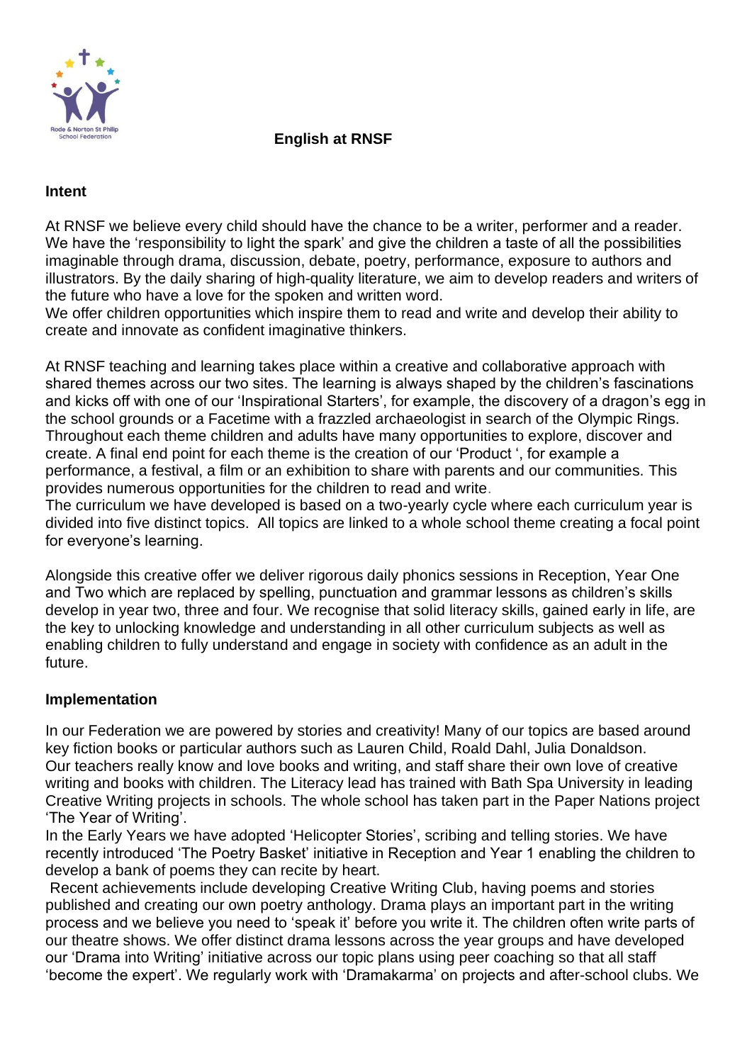# English at RNSF

## Intent

At RNSF we believe every child should have the chance to be a writer, performer and a reader. We have the 'responsibility to light the spark' and give the children a taste of all the possibilities imaginable through drama, discussion, debate, poetry, performance, exposure to authors and illustrators. By the daily sharing of high-quality literature, we aim to develop readers and writers of the future who have a love for the spoken and written word.
We offer children opportunities which inspire them to read and write and develop their ability to create and innovate as confident imaginative thinkers.

At RNSF teaching and learning takes place within a creative and collaborative approach with shared themes across our two sites. The learning is always shaped by the children's fascinations and kicks off with one of our 'Inspirational Starters', for example, the discovery of a dragon's egg in the school grounds or a Facetime with a frazzled archaeologist in search of the Olympic Rings. Throughout each theme children and adults have many opportunities to explore, discover and create. A final end point for each theme is the creation of our 'Product ', for example a performance, a festival, a film or an exhibition to share with parents and our communities. This provides numerous opportunities for the children to read and write.
The curriculum we have developed is based on a two-yearly cycle where each curriculum year is divided into five distinct topics. All topics are linked to a whole school theme creating a focal point for everyone's learning.

Alongside this creative offer we deliver rigorous daily phonics sessions in Reception, Year One and Two which are replaced by spelling, punctuation and grammar lessons as children's skills develop in year two, three and four. We recognise that solid literacy skills, gained early in life, are the key to unlocking knowledge and understanding in all other curriculum subjects as well as enabling children to fully understand and engage in society with confidence as an adult in the future.

## Implementation

In our Federation we are powered by stories and creativity! Many of our topics are based around key fiction books or particular authors such as Lauren Child, Roald Dahl, Julia Donaldson.
Our teachers really know and love books and writing, and staff share their own love of creative writing and books with children. The Literacy lead has trained with Bath Spa University in leading Creative Writing projects in schools. The whole school has taken part in the Paper Nations project 'The Year of Writing'.
In the Early Years we have adopted 'Helicopter Stories', scribing and telling stories. We have recently introduced 'The Poetry Basket' initiative in Reception and Year 1 enabling the children to develop a bank of poems they can recite by heart.
Recent achievements include developing Creative Writing Club, having poems and stories published and creating our own poetry anthology. Drama plays an important part in the writing process and we believe you need to 'speak it' before you write it. The children often write parts of our theatre shows. We offer distinct drama lessons across the year groups and have developed our 'Drama into Writing' initiative across our topic plans using peer coaching so that all staff 'become the expert'. We regularly work with 'Dramakarma' on projects and after-school clubs. We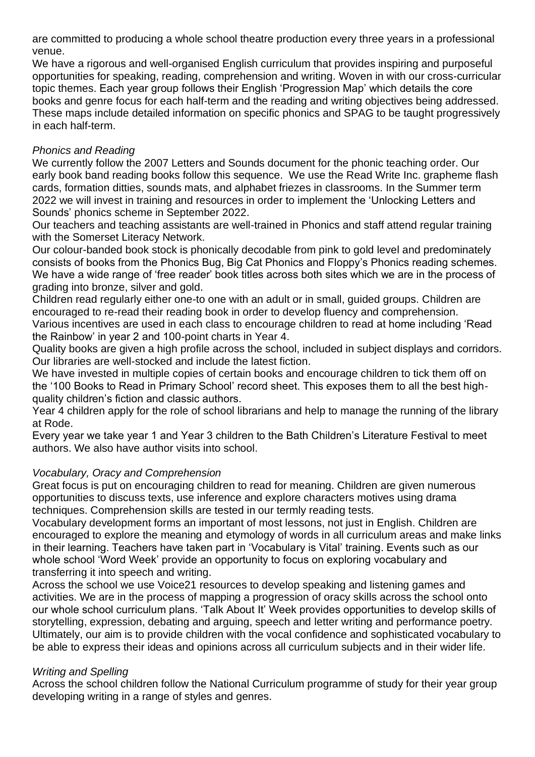are committed to producing a whole school theatre production every three years in a professional venue.

We have a rigorous and well-organised English curriculum that provides inspiring and purposeful opportunities for speaking, reading, comprehension and writing. Woven in with our cross-curricular topic themes. Each year group follows their English 'Progression Map' which details the core books and genre focus for each half-term and the reading and writing objectives being addressed. These maps include detailed information on specific phonics and SPAG to be taught progressively in each half-term.

*Phonics and Reading*

We currently follow the 2007 Letters and Sounds document for the phonic teaching order. Our early book band reading books follow this sequence. We use the Read Write Inc. grapheme flash cards, formation ditties, sounds mats, and alphabet friezes in classrooms. In the Summer term 2022 we will invest in training and resources in order to implement the 'Unlocking Letters and Sounds' phonics scheme in September 2022.

Our teachers and teaching assistants are well-trained in Phonics and staff attend regular training with the Somerset Literacy Network.

Our colour-banded book stock is phonically decodable from pink to gold level and predominately consists of books from the Phonics Bug, Big Cat Phonics and Floppy's Phonics reading schemes. We have a wide range of 'free reader' book titles across both sites which we are in the process of grading into bronze, silver and gold.

Children read regularly either one-to one with an adult or in small, guided groups. Children are encouraged to re-read their reading book in order to develop fluency and comprehension.

Various incentives are used in each class to encourage children to read at home including 'Read the Rainbow' in year 2 and 100-point charts in Year 4.

Quality books are given a high profile across the school, included in subject displays and corridors. Our libraries are well-stocked and include the latest fiction.

We have invested in multiple copies of certain books and encourage children to tick them off on the '100 Books to Read in Primary School' record sheet. This exposes them to all the best high-quality children's fiction and classic authors.

Year 4 children apply for the role of school librarians and help to manage the running of the library at Rode.

Every year we take year 1 and Year 3 children to the Bath Children's Literature Festival to meet authors. We also have author visits into school.

*Vocabulary, Oracy and Comprehension*

Great focus is put on encouraging children to read for meaning. Children are given numerous opportunities to discuss texts, use inference and explore characters motives using drama techniques. Comprehension skills are tested in our termly reading tests.

Vocabulary development forms an important of most lessons, not just in English. Children are encouraged to explore the meaning and etymology of words in all curriculum areas and make links in their learning. Teachers have taken part in 'Vocabulary is Vital' training. Events such as our whole school 'Word Week' provide an opportunity to focus on exploring vocabulary and transferring it into speech and writing.

Across the school we use Voice21 resources to develop speaking and listening games and activities. We are in the process of mapping a progression of oracy skills across the school onto our whole school curriculum plans. 'Talk About It' Week provides opportunities to develop skills of storytelling, expression, debating and arguing, speech and letter writing and performance poetry. Ultimately, our aim is to provide children with the vocal confidence and sophisticated vocabulary to be able to express their ideas and opinions across all curriculum subjects and in their wider life.

*Writing and Spelling*

Across the school children follow the National Curriculum programme of study for their year group developing writing in a range of styles and genres.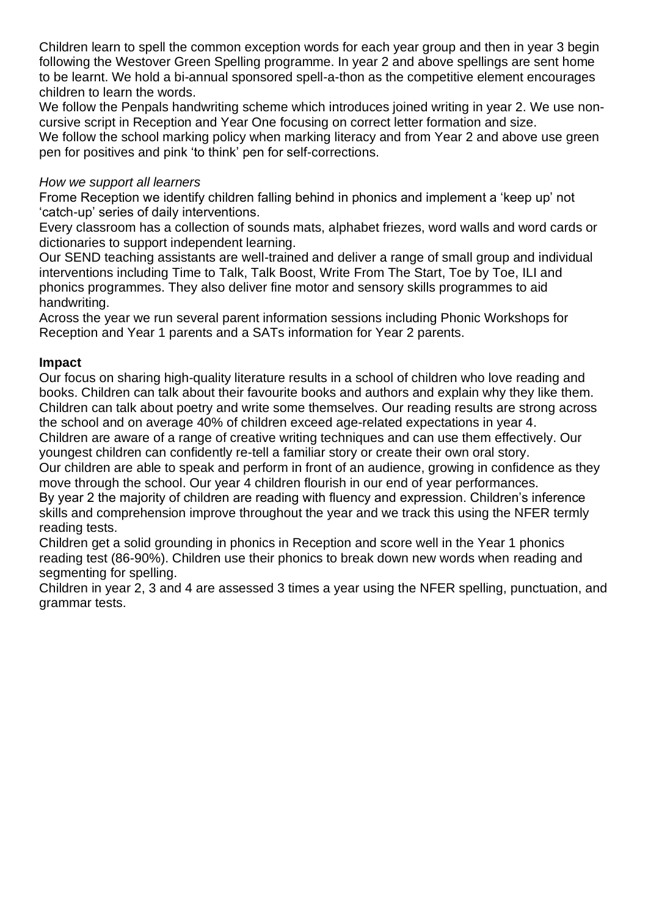Children learn to spell the common exception words for each year group and then in year 3 begin following the Westover Green Spelling programme. In year 2 and above spellings are sent home to be learnt. We hold a bi-annual sponsored spell-a-thon as the competitive element encourages children to learn the words.

We follow the Penpals handwriting scheme which introduces joined writing in year 2. We use non-cursive script in Reception and Year One focusing on correct letter formation and size.

We follow the school marking policy when marking literacy and from Year 2 and above use green pen for positives and pink 'to think' pen for self-corrections.

*How we support all learners*

Frome Reception we identify children falling behind in phonics and implement a 'keep up' not 'catch-up' series of daily interventions.

Every classroom has a collection of sounds mats, alphabet friezes, word walls and word cards or dictionaries to support independent learning.

Our SEND teaching assistants are well-trained and deliver a range of small group and individual interventions including Time to Talk, Talk Boost, Write From The Start, Toe by Toe, ILI and phonics programmes. They also deliver fine motor and sensory skills programmes to aid handwriting.

Across the year we run several parent information sessions including Phonic Workshops for Reception and Year 1 parents and a SATs information for Year 2 parents.

**Impact**

Our focus on sharing high-quality literature results in a school of children who love reading and books. Children can talk about their favourite books and authors and explain why they like them. Children can talk about poetry and write some themselves. Our reading results are strong across the school and on average 40% of children exceed age-related expectations in year 4.

Children are aware of a range of creative writing techniques and can use them effectively. Our youngest children can confidently re-tell a familiar story or create their own oral story.

Our children are able to speak and perform in front of an audience, growing in confidence as they move through the school. Our year 4 children flourish in our end of year performances.

By year 2 the majority of children are reading with fluency and expression. Children's inference skills and comprehension improve throughout the year and we track this using the NFER termly reading tests.

Children get a solid grounding in phonics in Reception and score well in the Year 1 phonics reading test (86-90%). Children use their phonics to break down new words when reading and segmenting for spelling.

Children in year 2, 3 and 4 are assessed 3 times a year using the NFER spelling, punctuation, and grammar tests.